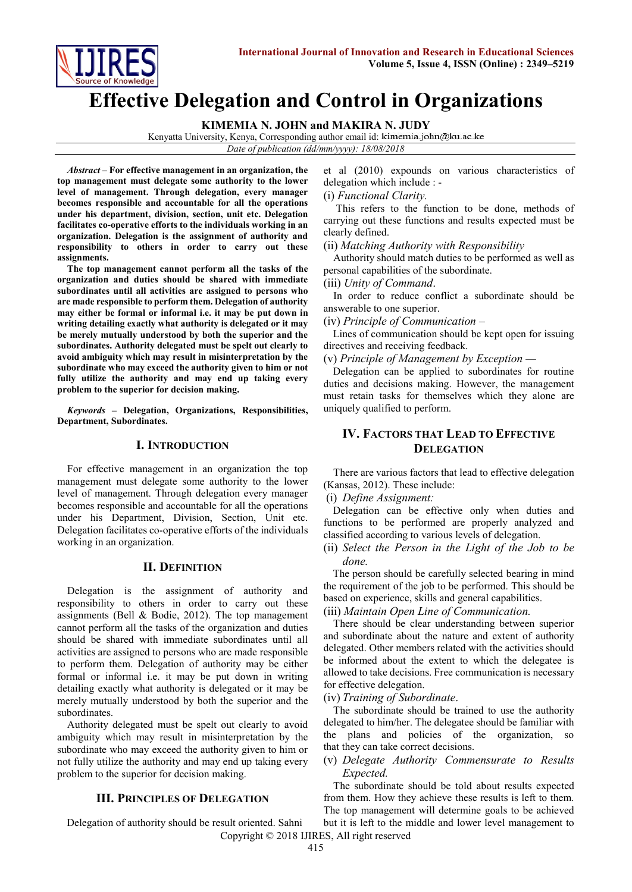# Effective Delegation and Control in Organizations

**KIMEMIA N. JOHN and MAKIRA N. JUDY**

Kenyatta University, Kenya, Corresponding author email id: kimemia.john@ku.ac.ke

*Date of publication (dd/mm/yyyy): 18/08/2018*

***Abstract* – For effective management in an organization, the top management must delegate some authority to the lower level of management. Through delegation, every manager becomes responsible and accountable for all the operations under his department, division, section, unit etc. Delegation facilitates co-operative efforts to the individuals working in an organization. Delegation is the assignment of authority and responsibility to others in order to carry out these assignments.**

**The top management cannot perform all the tasks of the organization and duties should be shared with immediate subordinates until all activities are assigned to persons who are made responsible to perform them. Delegation of authority may either be formal or informal i.e. it may be put down in writing detailing exactly what authority is delegated or it may be merely mutually understood by both the superior and the subordinates. Authority delegated must be spelt out clearly to avoid ambiguity which may result in misinterpretation by the subordinate who may exceed the authority given to him or not fully utilize the authority and may end up taking every problem to the superior for decision making.**

***Keywords* – Delegation, Organizations, Responsibilities, Department, Subordinates.**

## I. Introduction

For effective management in an organization the top management must delegate some authority to the lower level of management. Through delegation every manager becomes responsible and accountable for all the operations under his Department, Division, Section, Unit etc. Delegation facilitates co-operative efforts of the individuals working in an organization.

## II. Definition

Delegation is the assignment of authority and responsibility to others in order to carry out these assignments (Bell & Bodie, 2012). The top management cannot perform all the tasks of the organization and duties should be shared with immediate subordinates until all activities are assigned to persons who are made responsible to perform them. Delegation of authority may be either formal or informal i.e. it may be put down in writing detailing exactly what authority is delegated or it may be merely mutually understood by both the superior and the subordinates.

Authority delegated must be spelt out clearly to avoid ambiguity which may result in misinterpretation by the subordinate who may exceed the authority given to him or not fully utilize the authority and may end up taking every problem to the superior for decision making.

## III. Principles of Delegation

Delegation of authority should be result oriented. Sahni et al (2010) expounds on various characteristics of delegation which include : -

(i) *Functional Clarity.*

This refers to the function to be done, methods of carrying out these functions and results expected must be clearly defined.

(ii) *Matching Authority with Responsibility*

Authority should match duties to be performed as well as personal capabilities of the subordinate.

(iii) *Unity of Command*.

In order to reduce conflict a subordinate should be answerable to one superior.

(iv) *Principle of Communication –*

Lines of communication should be kept open for issuing directives and receiving feedback.

(v) *Principle of Management by Exception —*

Delegation can be applied to subordinates for routine duties and decisions making. However, the management must retain tasks for themselves which they alone are uniquely qualified to perform.

## IV. Factors that Lead to Effective Delegation

There are various factors that lead to effective delegation (Kansas, 2012). These include:

(i) *Define Assignment:*

Delegation can be effective only when duties and functions to be performed are properly analyzed and classified according to various levels of delegation.

(ii) *Select the Person in the Light of the Job to be done.*

The person should be carefully selected bearing in mind the requirement of the job to be performed. This should be based on experience, skills and general capabilities.

(iii) *Maintain Open Line of Communication.*

There should be clear understanding between superior and subordinate about the nature and extent of authority delegated. Other members related with the activities should be informed about the extent to which the delegatee is allowed to take decisions. Free communication is necessary for effective delegation.

(iv) *Training of Subordinate*.

The subordinate should be trained to use the authority delegated to him/her. The delegatee should be familiar with the plans and policies of the organization, so that they can take correct decisions.

(v) *Delegate Authority Commensurate to Results Expected.*

The subordinate should be told about results expected from them. How they achieve these results is left to them. The top management will determine goals to be achieved but it is left to the middle and lower level management to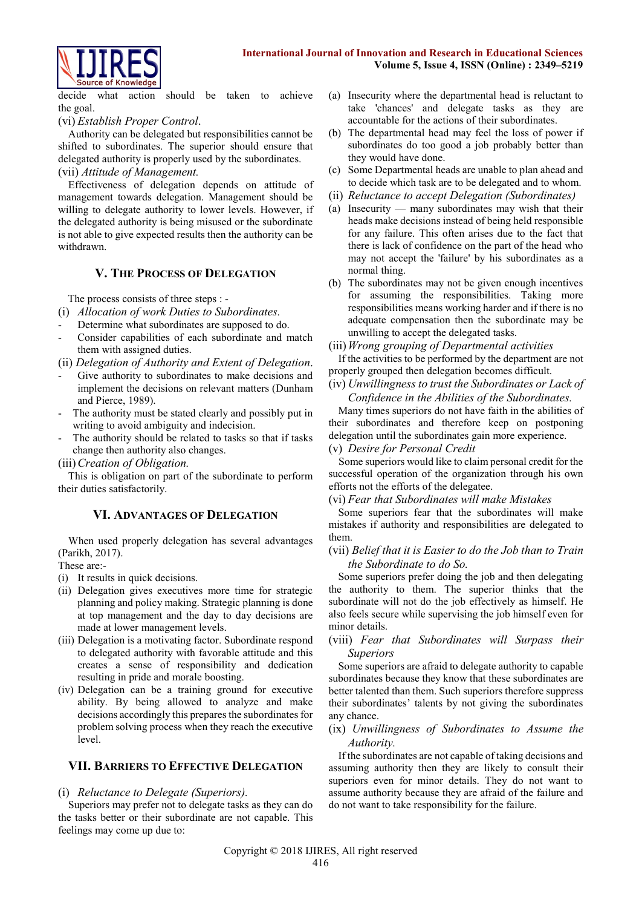decide what action should be taken to achieve the goal.

(vi) *Establish Proper Control*.

Authority can be delegated but responsibilities cannot be shifted to subordinates. The superior should ensure that delegated authority is properly used by the subordinates.

(vii) *Attitude of Management.*

Effectiveness of delegation depends on attitude of management towards delegation. Management should be willing to delegate authority to lower levels. However, if the delegated authority is being misused or the subordinate is not able to give expected results then the authority can be withdrawn.

## V. The Process of Delegation

The process consists of three steps : -

(i) *Allocation of work Duties to Subordinates.*
- Determine what subordinates are supposed to do.
- Consider capabilities of each subordinate and match them with assigned duties.

(ii) *Delegation of Authority and Extent of Delegation*.
- Give authority to subordinates to make decisions and implement the decisions on relevant matters (Dunham and Pierce, 1989).
- The authority must be stated clearly and possibly put in writing to avoid ambiguity and indecision.
- The authority should be related to tasks so that if tasks change then authority also changes.

(iii) *Creation of Obligation.*

This is obligation on part of the subordinate to perform their duties satisfactorily.

## VI. Advantages of Delegation

When used properly delegation has several advantages (Parikh, 2017).

These are:-

(i) It results in quick decisions.
(ii) Delegation gives executives more time for strategic planning and policy making. Strategic planning is done at top management and the day to day decisions are made at lower management levels.
(iii) Delegation is a motivating factor. Subordinate respond to delegated authority with favorable attitude and this creates a sense of responsibility and dedication resulting in pride and morale boosting.
(iv) Delegation can be a training ground for executive ability. By being allowed to analyze and make decisions accordingly this prepares the subordinates for problem solving process when they reach the executive level.

## VII. Barriers to Effective Delegation

(i) *Reluctance to Delegate (Superiors).*

Superiors may prefer not to delegate tasks as they can do the tasks better or their subordinate are not capable. This feelings may come up due to:

(a) Insecurity where the departmental head is reluctant to take 'chances' and delegate tasks as they are accountable for the actions of their subordinates.
(b) The departmental head may feel the loss of power if subordinates do too good a job probably better than they would have done.
(c) Some Departmental heads are unable to plan ahead and to decide which task are to be delegated and to whom.

(ii) *Reluctance to accept Delegation (Subordinates)*

(a) Insecurity — many subordinates may wish that their heads make decisions instead of being held responsible for any failure. This often arises due to the fact that there is lack of confidence on the part of the head who may not accept the 'failure' by his subordinates as a normal thing.
(b) The subordinates may not be given enough incentives for assuming the responsibilities. Taking more responsibilities means working harder and if there is no adequate compensation then the subordinate may be unwilling to accept the delegated tasks.

(iii) *Wrong grouping of Departmental activities*

If the activities to be performed by the department are not properly grouped then delegation becomes difficult.

(iv) *Unwillingness to trust the Subordinates or Lack of Confidence in the Abilities of the Subordinates.*

Many times superiors do not have faith in the abilities of their subordinates and therefore keep on postponing delegation until the subordinates gain more experience.

(v) *Desire for Personal Credit*

Some superiors would like to claim personal credit for the successful operation of the organization through his own efforts not the efforts of the delegatee.

(vi) *Fear that Subordinates will make Mistakes*

Some superiors fear that the subordinates will make mistakes if authority and responsibilities are delegated to them.

(vii) *Belief that it is Easier to do the Job than to Train the Subordinate to do So.*

Some superiors prefer doing the job and then delegating the authority to them. The superior thinks that the subordinate will not do the job effectively as himself. He also feels secure while supervising the job himself even for minor details.

(viii) *Fear that Subordinates will Surpass their Superiors*

Some superiors are afraid to delegate authority to capable subordinates because they know that these subordinates are better talented than them. Such superiors therefore suppress their subordinates' talents by not giving the subordinates any chance.

(ix) *Unwillingness of Subordinates to Assume the Authority.*

If the subordinates are not capable of taking decisions and assuming authority then they are likely to consult their superiors even for minor details. They do not want to assume authority because they are afraid of the failure and do not want to take responsibility for the failure.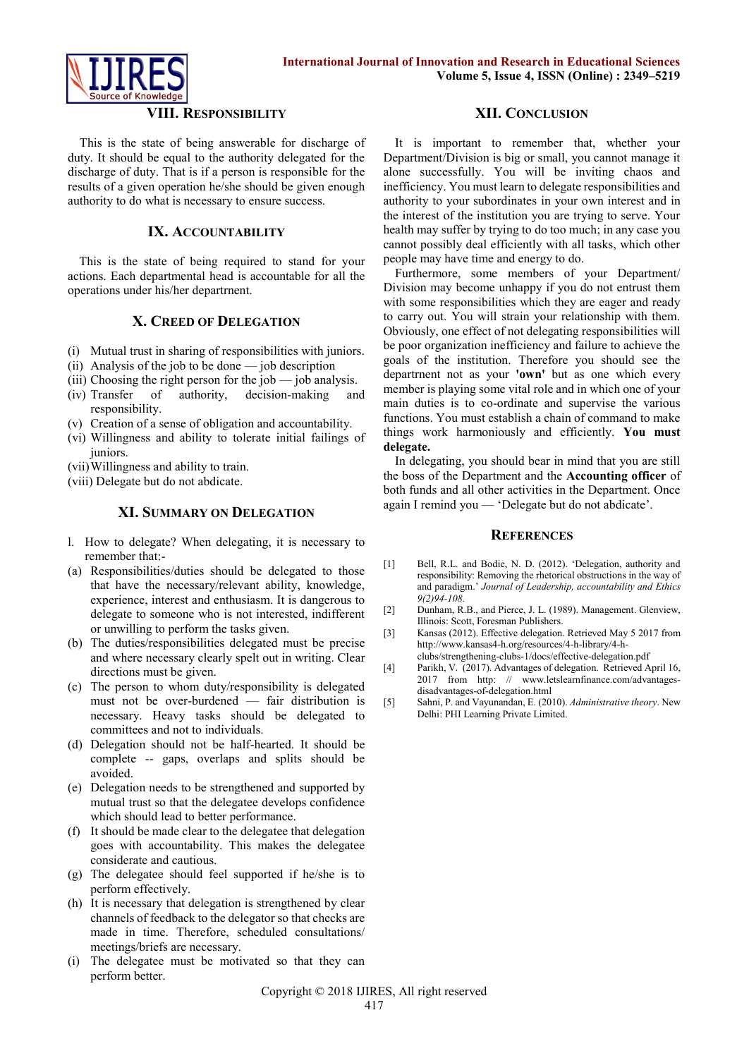## VIII. Responsibility

This is the state of being answerable for discharge of duty. It should be equal to the authority delegated for the discharge of duty. That is if a person is responsible for the results of a given operation he/she should be given enough authority to do what is necessary to ensure success.

## IX. Accountability

This is the state of being required to stand for your actions. Each departmental head is accountable for all the operations under his/her departrnent.

## X. Creed of Delegation

(i) Mutual trust in sharing of responsibilities with juniors.
(ii) Analysis of the job to be done — job description
(iii) Choosing the right person for the job — job analysis.
(iv) Transfer of authority, decision-making and responsibility.
(v) Creation of a sense of obligation and accountability.
(vi) Willingness and ability to tolerate initial failings of juniors.
(vii) Willingness and ability to train.
(viii) Delegate but do not abdicate.

## XI. Summary on Delegation

l. How to delegate? When delegating, it is necessary to remember that:-

(a) Responsibilities/duties should be delegated to those that have the necessary/relevant ability, knowledge, experience, interest and enthusiasm. It is dangerous to delegate to someone who is not interested, indifferent or unwilling to perform the tasks given.
(b) The duties/responsibilities delegated must be precise and where necessary clearly spelt out in writing. Clear directions must be given.
(c) The person to whom duty/responsibility is delegated must not be over-burdened — fair distribution is necessary. Heavy tasks should be delegated to committees and not to individuals.
(d) Delegation should not be half-hearted. It should be complete -- gaps, overlaps and splits should be avoided.
(e) Delegation needs to be strengthened and supported by mutual trust so that the delegatee develops confidence which should lead to better performance.
(f) It should be made clear to the delegatee that delegation goes with accountability. This makes the delegatee considerate and cautious.
(g) The delegatee should feel supported if he/she is to perform effectively.
(h) It is necessary that delegation is strengthened by clear channels of feedback to the delegator so that checks are made in time. Therefore, scheduled consultations/ meetings/briefs are necessary.
(i) The delegatee must be motivated so that they can perform better.

## XII. Conclusion

It is important to remember that, whether your Department/Division is big or small, you cannot manage it alone successfully. You will be inviting chaos and inefficiency. You must learn to delegate responsibilities and authority to your subordinates in your own interest and in the interest of the institution you are trying to serve. Your health may suffer by trying to do too much; in any case you cannot possibly deal efficiently with all tasks, which other people may have time and energy to do.

Furthermore, some members of your Department/ Division may become unhappy if you do not entrust them with some responsibilities which they are eager and ready to carry out. You will strain your relationship with them. Obviously, one effect of not delegating responsibilities will be poor organization inefficiency and failure to achieve the goals of the institution. Therefore you should see the departrnent not as your **'own'** but as one which every member is playing some vital role and in which one of your main duties is to co-ordinate and supervise the various functions. You must establish a chain of command to make things work harmoniously and efficiently. **You must delegate.**

In delegating, you should bear in mind that you are still the boss of the Department and the **Accounting officer** of both funds and all other activities in the Department. Once again I remind you — 'Delegate but do not abdicate'.

## References

[1] Bell, R.L. and Bodie, N. D. (2012). 'Delegation, authority and responsibility: Removing the rhetorical obstructions in the way of and paradigm.' *Journal of Leadership, accountability and Ethics 9(2)94-108.*

[2] Dunham, R.B., and Pierce, J. L. (1989). Management. Glenview, Illinois: Scott, Foresman Publishers.

[3] Kansas (2012). Effective delegation. Retrieved May 5 2017 from http://www.kansas4-h.org/resources/4-h-library/4-h-clubs/strengthening-clubs-1/docs/effective-delegation.pdf

[4] Parikh, V. (2017). Advantages of delegation. Retrieved April 16, 2017 from http: // www.letslearnfinance.com/advantages-disadvantages-of-delegation.html

[5] Sahni, P. and Vayunandan, E. (2010). *Administrative theory*. New Delhi: PHI Learning Private Limited.